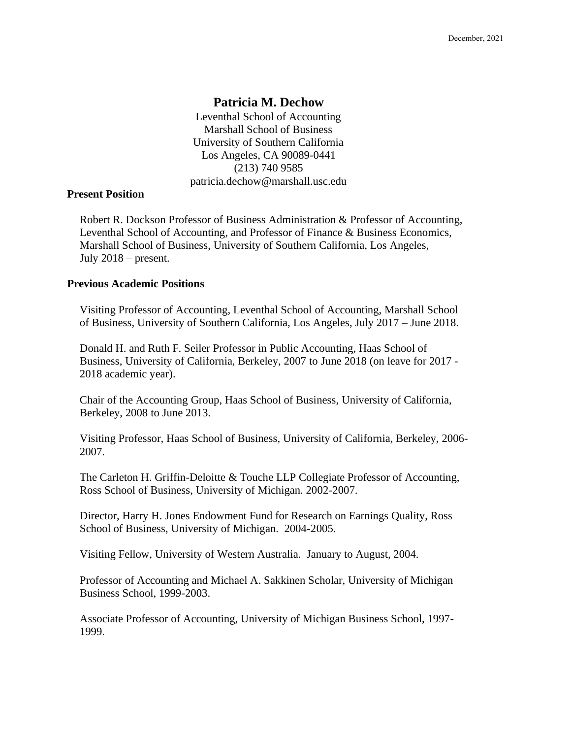December, 2021

# Patricia M. Dechow

Leventhal School of Accounting
Marshall School of Business
University of Southern California
Los Angeles, CA 90089-0441
(213) 740 9585
patricia.dechow@marshall.usc.edu

## Present Position

Robert R. Dockson Professor of Business Administration & Professor of Accounting, Leventhal School of Accounting, and Professor of Finance & Business Economics, Marshall School of Business, University of Southern California, Los Angeles, July 2018 – present.

## Previous Academic Positions

Visiting Professor of Accounting, Leventhal School of Accounting, Marshall School of Business, University of Southern California, Los Angeles, July 2017 – June 2018.

Donald H. and Ruth F. Seiler Professor in Public Accounting, Haas School of Business, University of California, Berkeley, 2007 to June 2018 (on leave for 2017 - 2018 academic year).

Chair of the Accounting Group, Haas School of Business, University of California, Berkeley, 2008 to June 2013.

Visiting Professor, Haas School of Business, University of California, Berkeley, 2006-2007.

The Carleton H. Griffin-Deloitte & Touche LLP Collegiate Professor of Accounting, Ross School of Business, University of Michigan. 2002-2007.

Director, Harry H. Jones Endowment Fund for Research on Earnings Quality, Ross School of Business, University of Michigan. 2004-2005.

Visiting Fellow, University of Western Australia. January to August, 2004.

Professor of Accounting and Michael A. Sakkinen Scholar, University of Michigan Business School, 1999-2003.

Associate Professor of Accounting, University of Michigan Business School, 1997-1999.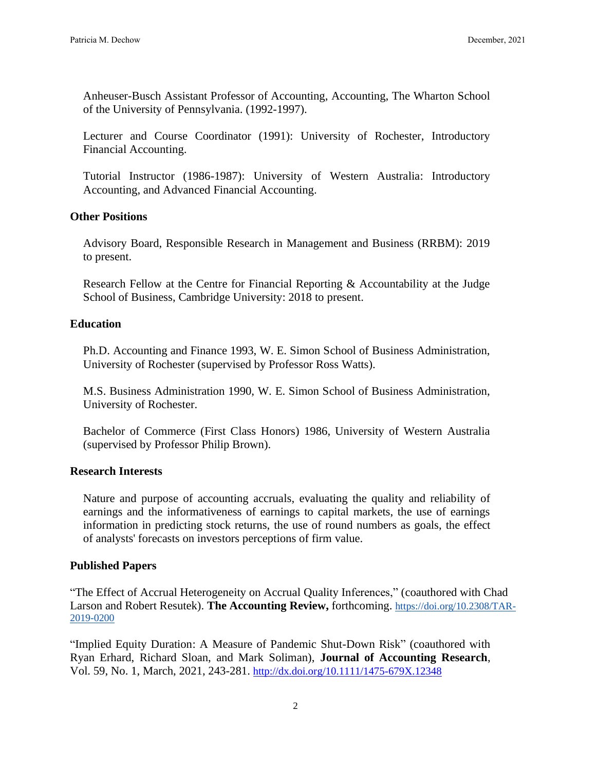Anheuser-Busch Assistant Professor of Accounting, Accounting, The Wharton School of the University of Pennsylvania. (1992-1997).

Lecturer and Course Coordinator (1991): University of Rochester, Introductory Financial Accounting.

Tutorial Instructor (1986-1987): University of Western Australia: Introductory Accounting, and Advanced Financial Accounting.

## Other Positions

Advisory Board, Responsible Research in Management and Business (RRBM): 2019 to present.

Research Fellow at the Centre for Financial Reporting & Accountability at the Judge School of Business, Cambridge University: 2018 to present.

## Education

Ph.D. Accounting and Finance 1993, W. E. Simon School of Business Administration, University of Rochester (supervised by Professor Ross Watts).

M.S. Business Administration 1990, W. E. Simon School of Business Administration, University of Rochester.

Bachelor of Commerce (First Class Honors) 1986, University of Western Australia (supervised by Professor Philip Brown).

## Research Interests

Nature and purpose of accounting accruals, evaluating the quality and reliability of earnings and the informativeness of earnings to capital markets, the use of earnings information in predicting stock returns, the use of round numbers as goals, the effect of analysts' forecasts on investors perceptions of firm value.

## Published Papers

"The Effect of Accrual Heterogeneity on Accrual Quality Inferences," (coauthored with Chad Larson and Robert Resutek). **The Accounting Review,** forthcoming. https://doi.org/10.2308/TAR-2019-0200

"Implied Equity Duration: A Measure of Pandemic Shut-Down Risk" (coauthored with Ryan Erhard, Richard Sloan, and Mark Soliman), **Journal of Accounting Research**, Vol. 59, No. 1, March, 2021, 243-281. http://dx.doi.org/10.1111/1475-679X.12348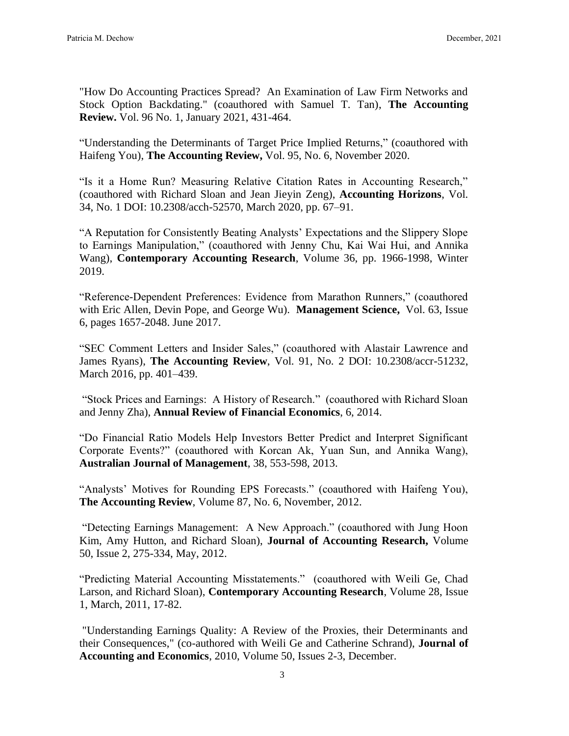"How Do Accounting Practices Spread? An Examination of Law Firm Networks and Stock Option Backdating." (coauthored with Samuel T. Tan), **The Accounting Review.** Vol. 96 No. 1, January 2021, 431-464.

"Understanding the Determinants of Target Price Implied Returns," (coauthored with Haifeng You), **The Accounting Review,** Vol. 95, No. 6, November 2020.

"Is it a Home Run? Measuring Relative Citation Rates in Accounting Research," (coauthored with Richard Sloan and Jean Jieyin Zeng), **Accounting Horizons**, Vol. 34, No. 1 DOI: 10.2308/acch-52570, March 2020, pp. 67–91.

"A Reputation for Consistently Beating Analysts' Expectations and the Slippery Slope to Earnings Manipulation," (coauthored with Jenny Chu, Kai Wai Hui, and Annika Wang), **Contemporary Accounting Research**, Volume 36, pp. 1966-1998, Winter 2019.

"Reference-Dependent Preferences: Evidence from Marathon Runners," (coauthored with Eric Allen, Devin Pope, and George Wu). **Management Science,** Vol. 63, Issue 6, pages 1657-2048. June 2017.

"SEC Comment Letters and Insider Sales," (coauthored with Alastair Lawrence and James Ryans), **The Accounting Review**, Vol. 91, No. 2 DOI: 10.2308/accr-51232, March 2016, pp. 401–439.

"Stock Prices and Earnings: A History of Research." (coauthored with Richard Sloan and Jenny Zha), **Annual Review of Financial Economics**, 6, 2014.

"Do Financial Ratio Models Help Investors Better Predict and Interpret Significant Corporate Events?" (coauthored with Korcan Ak, Yuan Sun, and Annika Wang), **Australian Journal of Management**, 38, 553-598, 2013.

"Analysts' Motives for Rounding EPS Forecasts." (coauthored with Haifeng You), **The Accounting Review**, Volume 87, No. 6, November, 2012.

"Detecting Earnings Management: A New Approach." (coauthored with Jung Hoon Kim, Amy Hutton, and Richard Sloan), **Journal of Accounting Research,** Volume 50, Issue 2, 275-334, May, 2012.

"Predicting Material Accounting Misstatements." (coauthored with Weili Ge, Chad Larson, and Richard Sloan), **Contemporary Accounting Research**, Volume 28, Issue 1, March, 2011, 17-82.

"Understanding Earnings Quality: A Review of the Proxies, their Determinants and their Consequences," (co-authored with Weili Ge and Catherine Schrand), **Journal of Accounting and Economics**, 2010, Volume 50, Issues 2-3, December.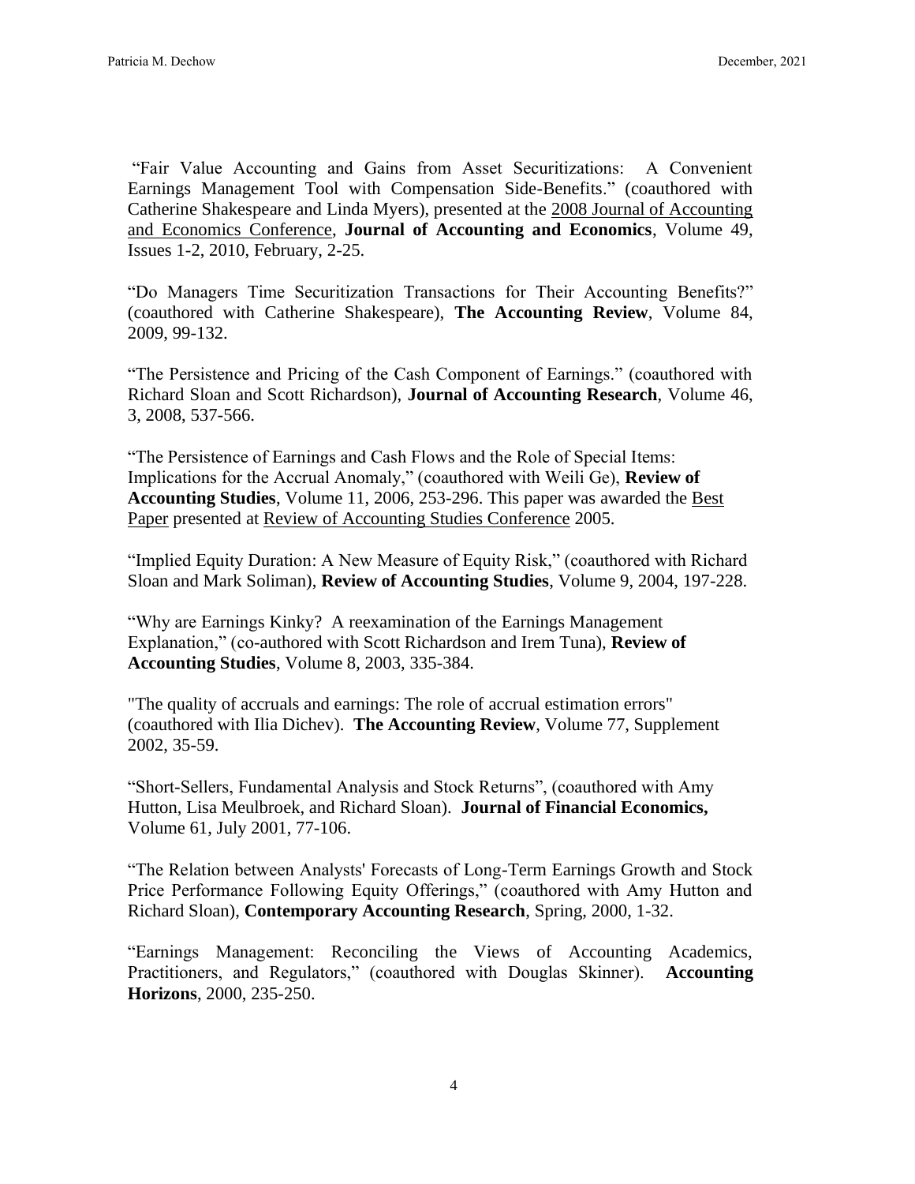"Fair Value Accounting and Gains from Asset Securitizations: A Convenient Earnings Management Tool with Compensation Side-Benefits." (coauthored with Catherine Shakespeare and Linda Myers), presented at the 2008 Journal of Accounting and Economics Conference, **Journal of Accounting and Economics**, Volume 49, Issues 1-2, 2010, February, 2-25.

"Do Managers Time Securitization Transactions for Their Accounting Benefits?" (coauthored with Catherine Shakespeare), **The Accounting Review**, Volume 84, 2009, 99-132.

"The Persistence and Pricing of the Cash Component of Earnings." (coauthored with Richard Sloan and Scott Richardson), **Journal of Accounting Research**, Volume 46, 3, 2008, 537-566.

"The Persistence of Earnings and Cash Flows and the Role of Special Items: Implications for the Accrual Anomaly," (coauthored with Weili Ge), **Review of Accounting Studies**, Volume 11, 2006, 253-296. This paper was awarded the Best Paper presented at Review of Accounting Studies Conference 2005.

"Implied Equity Duration: A New Measure of Equity Risk," (coauthored with Richard Sloan and Mark Soliman), **Review of Accounting Studies**, Volume 9, 2004, 197-228.

"Why are Earnings Kinky? A reexamination of the Earnings Management Explanation," (co-authored with Scott Richardson and Irem Tuna), **Review of Accounting Studies**, Volume 8, 2003, 335-384.

"The quality of accruals and earnings: The role of accrual estimation errors" (coauthored with Ilia Dichev). **The Accounting Review**, Volume 77, Supplement 2002, 35-59.

"Short-Sellers, Fundamental Analysis and Stock Returns", (coauthored with Amy Hutton, Lisa Meulbroek, and Richard Sloan). **Journal of Financial Economics,** Volume 61, July 2001, 77-106.

"The Relation between Analysts' Forecasts of Long-Term Earnings Growth and Stock Price Performance Following Equity Offerings," (coauthored with Amy Hutton and Richard Sloan), **Contemporary Accounting Research**, Spring, 2000, 1-32.

"Earnings Management: Reconciling the Views of Accounting Academics, Practitioners, and Regulators," (coauthored with Douglas Skinner). **Accounting Horizons**, 2000, 235-250.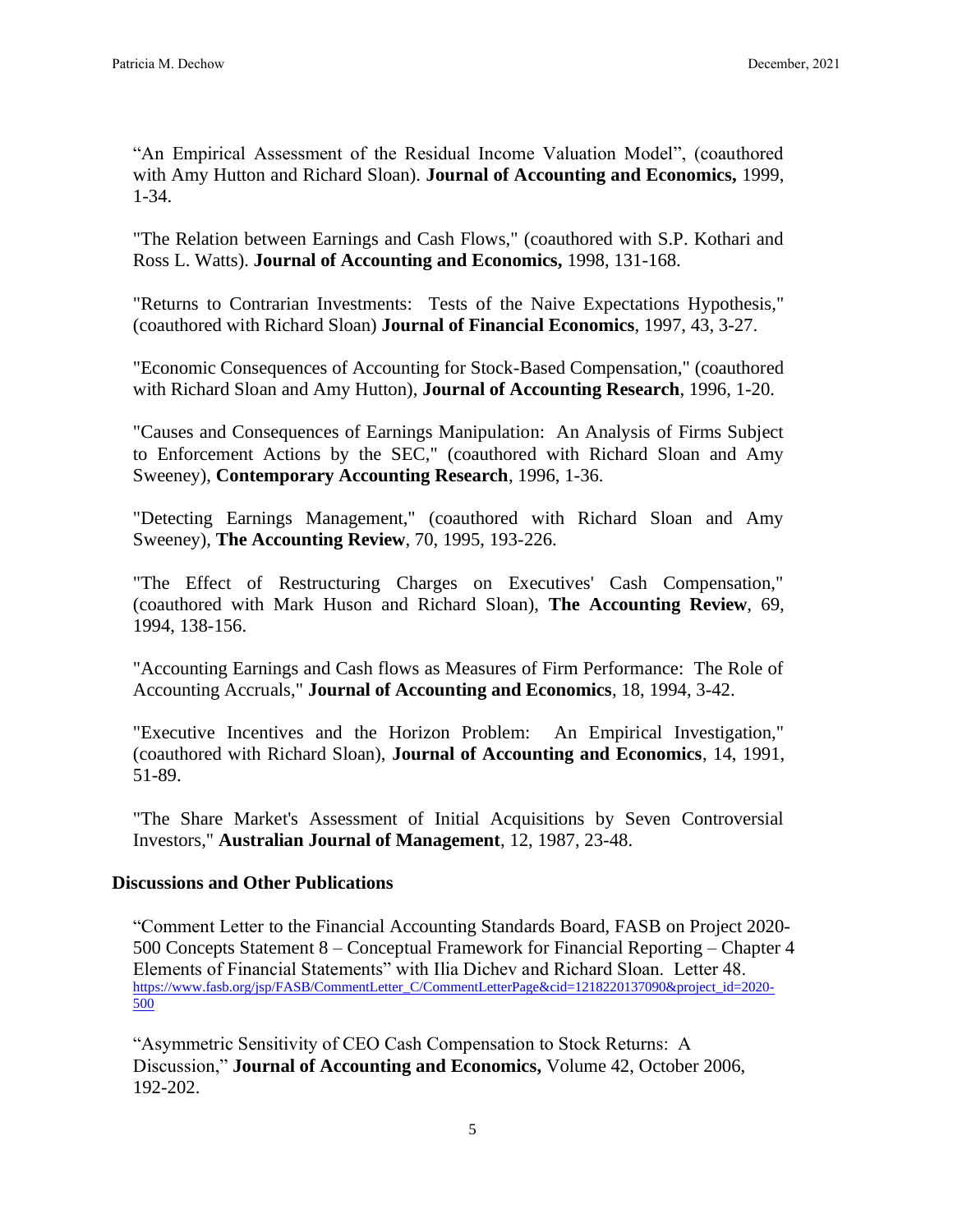"An Empirical Assessment of the Residual Income Valuation Model", (coauthored with Amy Hutton and Richard Sloan). **Journal of Accounting and Economics,** 1999, 1-34.

"The Relation between Earnings and Cash Flows," (coauthored with S.P. Kothari and Ross L. Watts). **Journal of Accounting and Economics,** 1998, 131-168.

"Returns to Contrarian Investments: Tests of the Naive Expectations Hypothesis," (coauthored with Richard Sloan) **Journal of Financial Economics**, 1997, 43, 3-27.

"Economic Consequences of Accounting for Stock-Based Compensation," (coauthored with Richard Sloan and Amy Hutton), **Journal of Accounting Research**, 1996, 1-20.

"Causes and Consequences of Earnings Manipulation: An Analysis of Firms Subject to Enforcement Actions by the SEC," (coauthored with Richard Sloan and Amy Sweeney), **Contemporary Accounting Research**, 1996, 1-36.

"Detecting Earnings Management," (coauthored with Richard Sloan and Amy Sweeney), **The Accounting Review**, 70, 1995, 193-226.

"The Effect of Restructuring Charges on Executives' Cash Compensation," (coauthored with Mark Huson and Richard Sloan), **The Accounting Review**, 69, 1994, 138-156.

"Accounting Earnings and Cash flows as Measures of Firm Performance: The Role of Accounting Accruals," **Journal of Accounting and Economics**, 18, 1994, 3-42.

"Executive Incentives and the Horizon Problem: An Empirical Investigation," (coauthored with Richard Sloan), **Journal of Accounting and Economics**, 14, 1991, 51-89.

"The Share Market's Assessment of Initial Acquisitions by Seven Controversial Investors," **Australian Journal of Management**, 12, 1987, 23-48.

## Discussions and Other Publications

"Comment Letter to the Financial Accounting Standards Board, FASB on Project 2020-500 Concepts Statement 8 – Conceptual Framework for Financial Reporting – Chapter 4 Elements of Financial Statements" with Ilia Dichev and Richard Sloan. Letter 48. https://www.fasb.org/jsp/FASB/CommentLetter_C/CommentLetterPage&cid=1218220137090&project_id=2020-500

"Asymmetric Sensitivity of CEO Cash Compensation to Stock Returns: A Discussion," **Journal of Accounting and Economics,** Volume 42, October 2006, 192-202.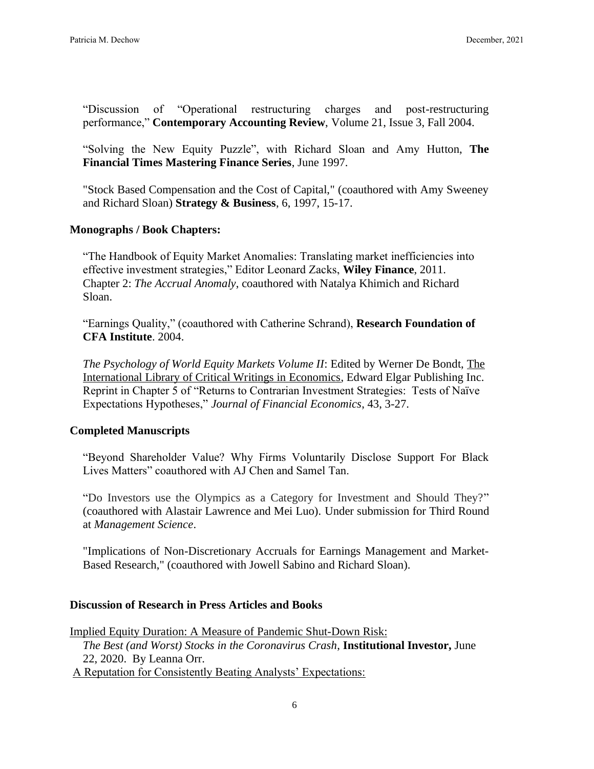"Discussion of "Operational restructuring charges and post-restructuring performance," **Contemporary Accounting Review**, Volume 21, Issue 3, Fall 2004.

"Solving the New Equity Puzzle", with Richard Sloan and Amy Hutton, **The Financial Times Mastering Finance Series**, June 1997.

"Stock Based Compensation and the Cost of Capital," (coauthored with Amy Sweeney and Richard Sloan) **Strategy & Business**, 6, 1997, 15-17.

### Monographs / Book Chapters:

"The Handbook of Equity Market Anomalies: Translating market inefficiencies into effective investment strategies," Editor Leonard Zacks, **Wiley Finance**, 2011. Chapter 2: *The Accrual Anomaly,* coauthored with Natalya Khimich and Richard Sloan.

"Earnings Quality," (coauthored with Catherine Schrand), **Research Foundation of CFA Institute**. 2004.

*The Psychology of World Equity Markets Volume II*: Edited by Werner De Bondt, The International Library of Critical Writings in Economics, Edward Elgar Publishing Inc. Reprint in Chapter 5 of "Returns to Contrarian Investment Strategies: Tests of Naïve Expectations Hypotheses," *Journal of Financial Economics*, 43, 3-27.

### Completed Manuscripts

"Beyond Shareholder Value? Why Firms Voluntarily Disclose Support For Black Lives Matters" coauthored with AJ Chen and Samel Tan.

"Do Investors use the Olympics as a Category for Investment and Should They?" (coauthored with Alastair Lawrence and Mei Luo). Under submission for Third Round at *Management Science*.

"Implications of Non-Discretionary Accruals for Earnings Management and Market-Based Research," (coauthored with Jowell Sabino and Richard Sloan).

### Discussion of Research in Press Articles and Books

Implied Equity Duration: A Measure of Pandemic Shut-Down Risk:
*The Best (and Worst) Stocks in the Coronavirus Crash*, **Institutional Investor,** June 22, 2020. By Leanna Orr.

A Reputation for Consistently Beating Analysts' Expectations: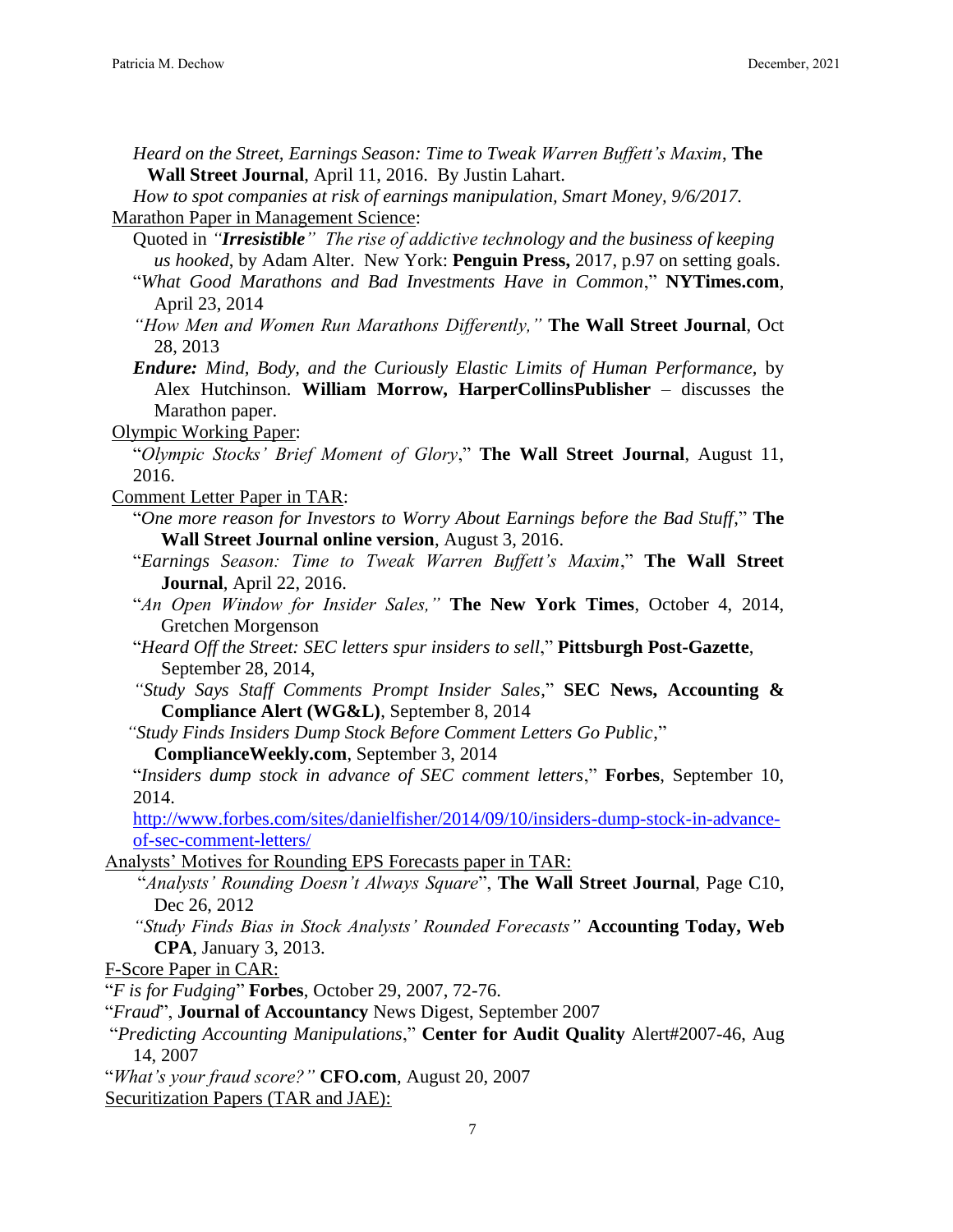*Heard on the Street, Earnings Season: Time to Tweak Warren Buffett's Maxim*, **The Wall Street Journal**, April 11, 2016. By Justin Lahart.

*How to spot companies at risk of earnings manipulation, Smart Money, 9/6/2017.*

Marathon Paper in Management Science:

Quoted in *"**Irresistible**" The rise of addictive technology and the business of keeping us hooked*, by Adam Alter. New York: **Penguin Press,** 2017, p.97 on setting goals.

"*What Good Marathons and Bad Investments Have in Common*," **NYTimes.com**, April 23, 2014

*"How Men and Women Run Marathons Differently,"* **The Wall Street Journal**, Oct 28, 2013

***Endure:*** *Mind, Body, and the Curiously Elastic Limits of Human Performance,* by Alex Hutchinson. **William Morrow, HarperCollinsPublisher** – discusses the Marathon paper.

Olympic Working Paper:

"*Olympic Stocks' Brief Moment of Glory*," **The Wall Street Journal**, August 11, 2016.

Comment Letter Paper in TAR:

"*One more reason for Investors to Worry About Earnings before the Bad Stuff*," **The Wall Street Journal online version**, August 3, 2016.

"*Earnings Season: Time to Tweak Warren Buffett's Maxim*," **The Wall Street Journal**, April 22, 2016.

"*An Open Window for Insider Sales,"* **The New York Times**, October 4, 2014, Gretchen Morgenson

"*Heard Off the Street: SEC letters spur insiders to sell*," **Pittsburgh Post-Gazette**, September 28, 2014,

*"Study Says Staff Comments Prompt Insider Sales*," **SEC News, Accounting & Compliance Alert (WG&L)**, September 8, 2014

*"Study Finds Insiders Dump Stock Before Comment Letters Go Public*," **ComplianceWeekly.com**, September 3, 2014

"*Insiders dump stock in advance of SEC comment letters*," **Forbes**, September 10, 2014.

http://www.forbes.com/sites/danielfisher/2014/09/10/insiders-dump-stock-in-advance-of-sec-comment-letters/

Analysts' Motives for Rounding EPS Forecasts paper in TAR:

"*Analysts' Rounding Doesn't Always Square*", **The Wall Street Journal**, Page C10, Dec 26, 2012

*"Study Finds Bias in Stock Analysts' Rounded Forecasts"* **Accounting Today, Web CPA**, January 3, 2013.

F-Score Paper in CAR:

"*F is for Fudging*" **Forbes**, October 29, 2007, 72-76.

"*Fraud*", **Journal of Accountancy** News Digest, September 2007

"*Predicting Accounting Manipulations*," **Center for Audit Quality** Alert#2007-46, Aug 14, 2007

"*What's your fraud score?"* **CFO.com**, August 20, 2007

Securitization Papers (TAR and JAE):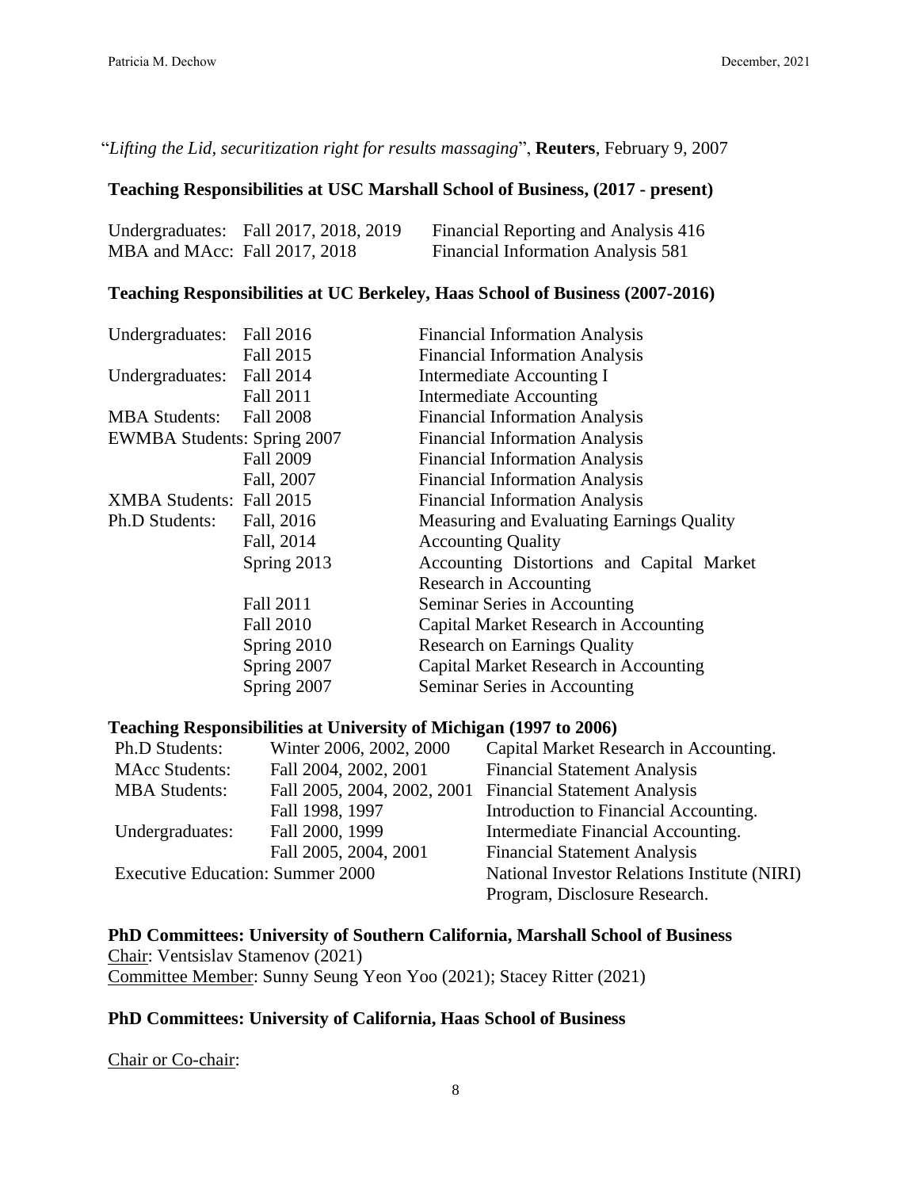"*Lifting the Lid, securitization right for results massaging*", **Reuters**, February 9, 2007

**Teaching Responsibilities at USC Marshall School of Business, (2017 - present)**

| | | |
|---|---|---|
| Undergraduates: | Fall 2017, 2018, 2019 | Financial Reporting and Analysis 416 |
| MBA and MAcc: | Fall 2017, 2018 | Financial Information Analysis 581 |

**Teaching Responsibilities at UC Berkeley, Haas School of Business (2007-2016)**

| | | |
|---|---|---|
| Undergraduates: | Fall 2016 | Financial Information Analysis |
| | Fall 2015 | Financial Information Analysis |
| Undergraduates: | Fall 2014 | Intermediate Accounting I |
| | Fall 2011 | Intermediate Accounting |
| MBA Students: | Fall 2008 | Financial Information Analysis |
| EWMBA Students: | Spring 2007 | Financial Information Analysis |
| | Fall 2009 | Financial Information Analysis |
| | Fall, 2007 | Financial Information Analysis |
| XMBA Students: | Fall 2015 | Financial Information Analysis |
| Ph.D Students: | Fall, 2016 | Measuring and Evaluating Earnings Quality |
| | Fall, 2014 | Accounting Quality |
| | Spring 2013 | Accounting Distortions and Capital Market Research in Accounting |
| | Fall 2011 | Seminar Series in Accounting |
| | Fall 2010 | Capital Market Research in Accounting |
| | Spring 2010 | Research on Earnings Quality |
| | Spring 2007 | Capital Market Research in Accounting |
| | Spring 2007 | Seminar Series in Accounting |

**Teaching Responsibilities at University of Michigan (1997 to 2006)**

| | | |
|---|---|---|
| Ph.D Students: | Winter 2006, 2002, 2000 | Capital Market Research in Accounting. |
| MAcc Students: | Fall 2004, 2002, 2001 | Financial Statement Analysis |
| MBA Students: | Fall 2005, 2004, 2002, 2001 | Financial Statement Analysis |
| | Fall 1998, 1997 | Introduction to Financial Accounting. |
| Undergraduates: | Fall 2000, 1999 | Intermediate Financial Accounting. |
| | Fall 2005, 2004, 2001 | Financial Statement Analysis |
| Executive Education: | Summer 2000 | National Investor Relations Institute (NIRI) Program, Disclosure Research. |

**PhD Committees: University of Southern California, Marshall School of Business**

Chair: Ventsislav Stamenov (2021)
Committee Member: Sunny Seung Yeon Yoo (2021); Stacey Ritter (2021)

**PhD Committees: University of California, Haas School of Business**

Chair or Co-chair: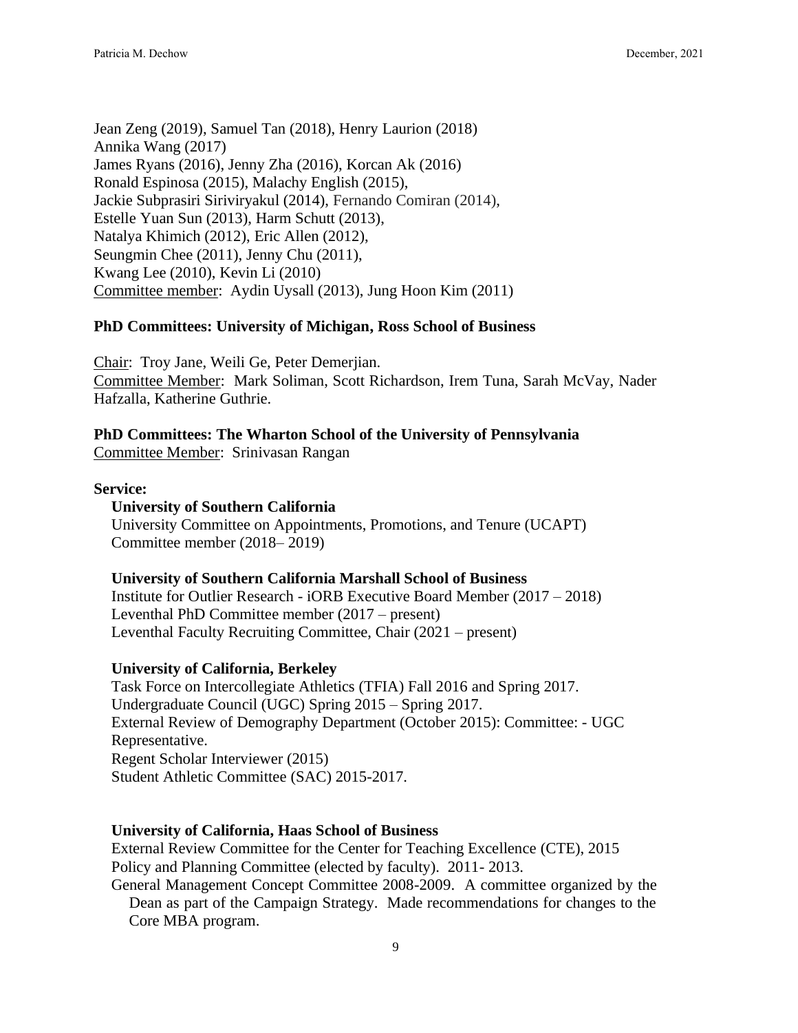Jean Zeng (2019), Samuel Tan (2018), Henry Laurion (2018)
Annika Wang (2017)
James Ryans (2016), Jenny Zha (2016), Korcan Ak (2016)
Ronald Espinosa (2015), Malachy English (2015),
Jackie Subprasiri Siriviryakul (2014), Fernando Comiran (2014),
Estelle Yuan Sun (2013), Harm Schutt (2013),
Natalya Khimich (2012), Eric Allen (2012),
Seungmin Chee (2011), Jenny Chu (2011),
Kwang Lee (2010), Kevin Li (2010)
Committee member: Aydin Uysall (2013), Jung Hoon Kim (2011)

**PhD Committees: University of Michigan, Ross School of Business**

Chair: Troy Jane, Weili Ge, Peter Demerjian.
Committee Member: Mark Soliman, Scott Richardson, Irem Tuna, Sarah McVay, Nader Hafzalla, Katherine Guthrie.

**PhD Committees: The Wharton School of the University of Pennsylvania**
Committee Member: Srinivasan Rangan

**Service:**

**University of Southern California**
University Committee on Appointments, Promotions, and Tenure (UCAPT) Committee member (2018– 2019)

**University of Southern California Marshall School of Business**
Institute for Outlier Research - iORB Executive Board Member (2017 – 2018)
Leventhal PhD Committee member (2017 – present)
Leventhal Faculty Recruiting Committee, Chair (2021 – present)

**University of California, Berkeley**
Task Force on Intercollegiate Athletics (TFIA) Fall 2016 and Spring 2017.
Undergraduate Council (UGC) Spring 2015 – Spring 2017.
External Review of Demography Department (October 2015): Committee: - UGC Representative.
Regent Scholar Interviewer (2015)
Student Athletic Committee (SAC) 2015-2017.

**University of California, Haas School of Business**
External Review Committee for the Center for Teaching Excellence (CTE), 2015
Policy and Planning Committee (elected by faculty). 2011- 2013.
General Management Concept Committee 2008-2009. A committee organized by the Dean as part of the Campaign Strategy. Made recommendations for changes to the Core MBA program.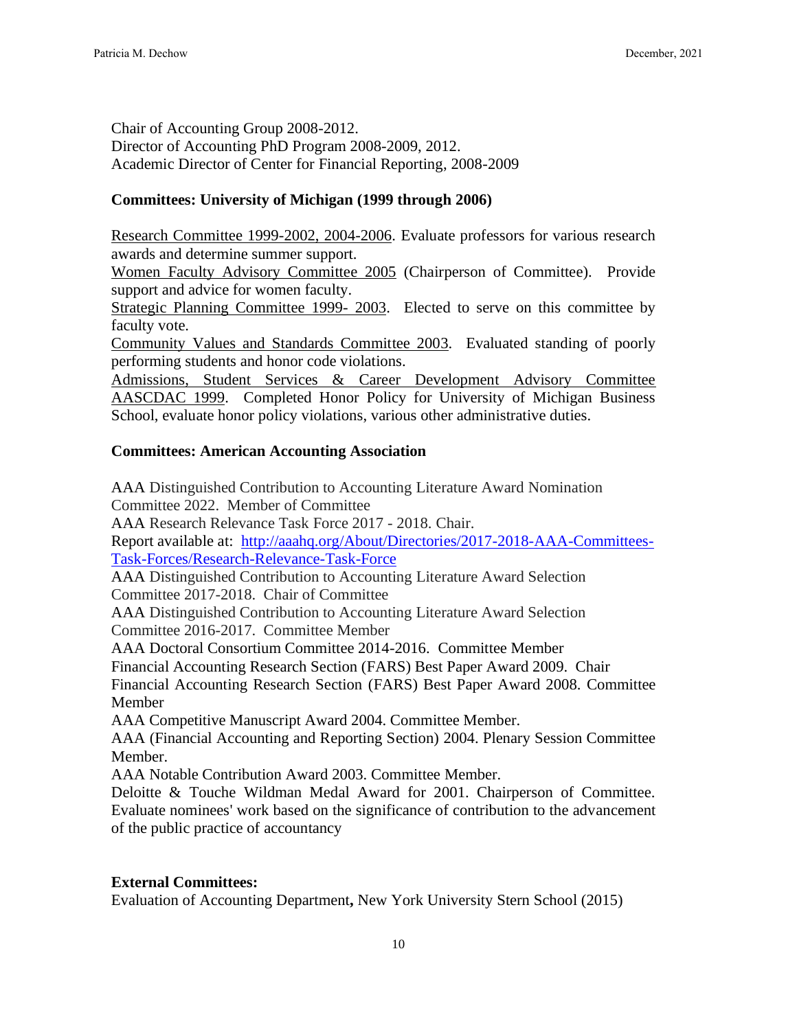Chair of Accounting Group 2008-2012.
Director of Accounting PhD Program 2008-2009, 2012.
Academic Director of Center for Financial Reporting, 2008-2009

**Committees: University of Michigan (1999 through 2006)**

Research Committee 1999-2002, 2004-2006. Evaluate professors for various research awards and determine summer support.
Women Faculty Advisory Committee 2005 (Chairperson of Committee). Provide support and advice for women faculty.
Strategic Planning Committee 1999- 2003. Elected to serve on this committee by faculty vote.
Community Values and Standards Committee 2003. Evaluated standing of poorly performing students and honor code violations.
Admissions, Student Services & Career Development Advisory Committee AASCDAC 1999. Completed Honor Policy for University of Michigan Business School, evaluate honor policy violations, various other administrative duties.

**Committees: American Accounting Association**

AAA Distinguished Contribution to Accounting Literature Award Nomination Committee 2022. Member of Committee
AAA Research Relevance Task Force 2017 - 2018. Chair.
Report available at: [http://aaahq.org/About/Directories/2017-2018-AAA-Committees-Task-Forces/Research-Relevance-Task-Force](http://aaahq.org/About/Directories/2017-2018-AAA-Committees-Task-Forces/Research-Relevance-Task-Force)
AAA Distinguished Contribution to Accounting Literature Award Selection Committee 2017-2018. Chair of Committee
AAA Distinguished Contribution to Accounting Literature Award Selection Committee 2016-2017. Committee Member
AAA Doctoral Consortium Committee 2014-2016. Committee Member
Financial Accounting Research Section (FARS) Best Paper Award 2009. Chair
Financial Accounting Research Section (FARS) Best Paper Award 2008. Committee Member
AAA Competitive Manuscript Award 2004. Committee Member.
AAA (Financial Accounting and Reporting Section) 2004. Plenary Session Committee Member.
AAA Notable Contribution Award 2003. Committee Member.
Deloitte & Touche Wildman Medal Award for 2001. Chairperson of Committee. Evaluate nominees' work based on the significance of contribution to the advancement of the public practice of accountancy

**External Committees:**
Evaluation of Accounting Department**,** New York University Stern School (2015)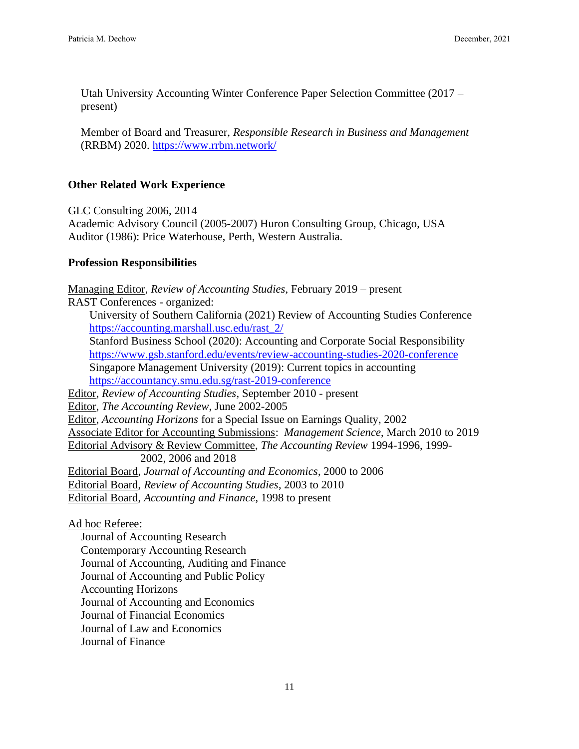Utah University Accounting Winter Conference Paper Selection Committee (2017 – present)

Member of Board and Treasurer, *Responsible Research in Business and Management* (RRBM) 2020. https://www.rrbm.network/

**Other Related Work Experience**

GLC Consulting 2006, 2014
Academic Advisory Council (2005-2007) Huron Consulting Group, Chicago, USA
Auditor (1986): Price Waterhouse, Perth, Western Australia.

**Profession Responsibilities**

Managing Editor, *Review of Accounting Studies*, February 2019 – present
RAST Conferences - organized:

- University of Southern California (2021) Review of Accounting Studies Conference https://accounting.marshall.usc.edu/rast_2/
- Stanford Business School (2020): Accounting and Corporate Social Responsibility https://www.gsb.stanford.edu/events/review-accounting-studies-2020-conference
- Singapore Management University (2019): Current topics in accounting https://accountancy.smu.edu.sg/rast-2019-conference

Editor, *Review of Accounting Studies*, September 2010 - present
Editor, *The Accounting Review*, June 2002-2005
Editor, *Accounting Horizons* for a Special Issue on Earnings Quality, 2002
Associate Editor for Accounting Submissions: *Management Science*, March 2010 to 2019
Editorial Advisory & Review Committee, *The Accounting Review* 1994-1996, 1999-2002, 2006 and 2018
Editorial Board, *Journal of Accounting and Economics*, 2000 to 2006
Editorial Board, *Review of Accounting Studies*, 2003 to 2010
Editorial Board, *Accounting and Finance*, 1998 to present

Ad hoc Referee:

- Journal of Accounting Research
- Contemporary Accounting Research
- Journal of Accounting, Auditing and Finance
- Journal of Accounting and Public Policy
- Accounting Horizons
- Journal of Accounting and Economics
- Journal of Financial Economics
- Journal of Law and Economics
- Journal of Finance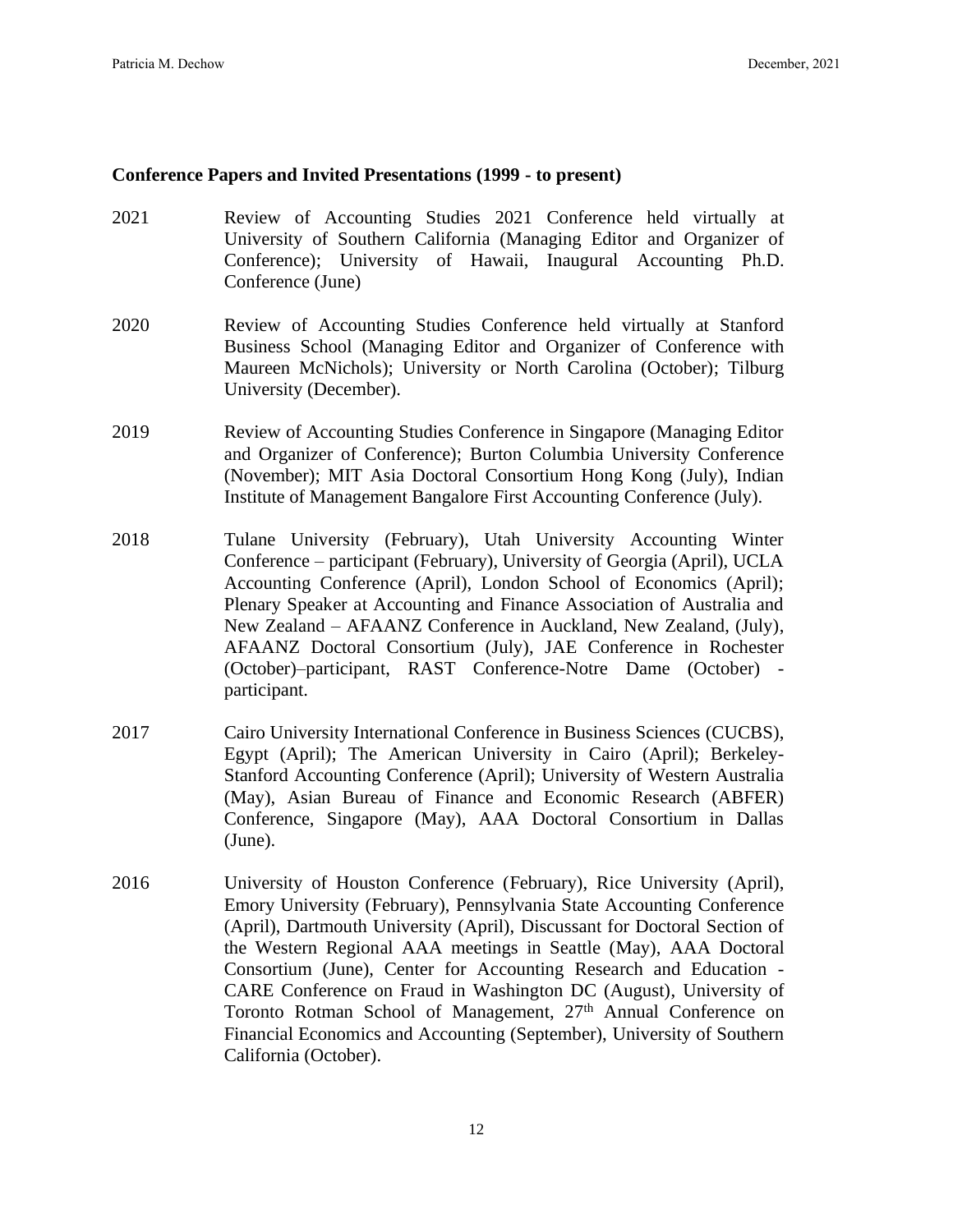**Conference Papers and Invited Presentations (1999 - to present)**

2021 Review of Accounting Studies 2021 Conference held virtually at University of Southern California (Managing Editor and Organizer of Conference); University of Hawaii, Inaugural Accounting Ph.D. Conference (June)

2020 Review of Accounting Studies Conference held virtually at Stanford Business School (Managing Editor and Organizer of Conference with Maureen McNichols); University or North Carolina (October); Tilburg University (December).

2019 Review of Accounting Studies Conference in Singapore (Managing Editor and Organizer of Conference); Burton Columbia University Conference (November); MIT Asia Doctoral Consortium Hong Kong (July), Indian Institute of Management Bangalore First Accounting Conference (July).

2018 Tulane University (February), Utah University Accounting Winter Conference – participant (February), University of Georgia (April), UCLA Accounting Conference (April), London School of Economics (April); Plenary Speaker at Accounting and Finance Association of Australia and New Zealand – AFAANZ Conference in Auckland, New Zealand, (July), AFAANZ Doctoral Consortium (July), JAE Conference in Rochester (October)–participant, RAST Conference-Notre Dame (October) - participant.

2017 Cairo University International Conference in Business Sciences (CUCBS), Egypt (April); The American University in Cairo (April); Berkeley-Stanford Accounting Conference (April); University of Western Australia (May), Asian Bureau of Finance and Economic Research (ABFER) Conference, Singapore (May), AAA Doctoral Consortium in Dallas (June).

2016 University of Houston Conference (February), Rice University (April), Emory University (February), Pennsylvania State Accounting Conference (April), Dartmouth University (April), Discussant for Doctoral Section of the Western Regional AAA meetings in Seattle (May), AAA Doctoral Consortium (June), Center for Accounting Research and Education - CARE Conference on Fraud in Washington DC (August), University of Toronto Rotman School of Management, 27th Annual Conference on Financial Economics and Accounting (September), University of Southern California (October).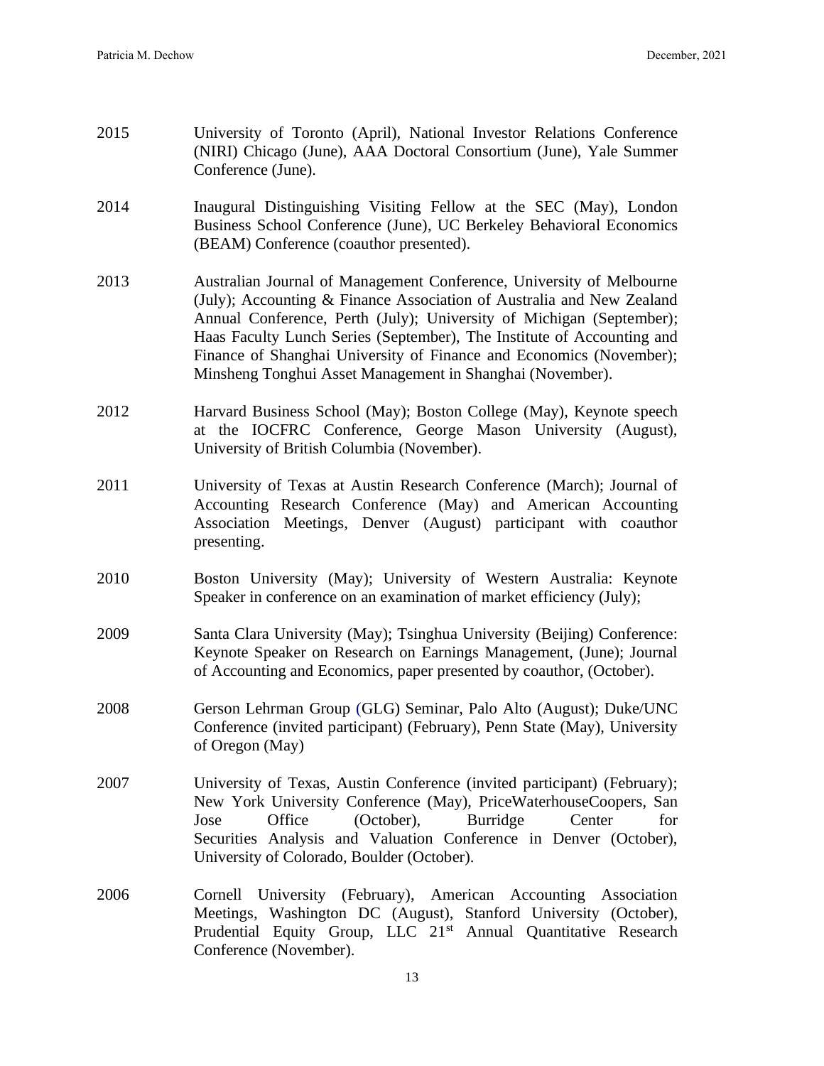2015 University of Toronto (April), National Investor Relations Conference (NIRI) Chicago (June), AAA Doctoral Consortium (June), Yale Summer Conference (June).

2014 Inaugural Distinguishing Visiting Fellow at the SEC (May), London Business School Conference (June), UC Berkeley Behavioral Economics (BEAM) Conference (coauthor presented).

2013 Australian Journal of Management Conference, University of Melbourne (July); Accounting & Finance Association of Australia and New Zealand Annual Conference, Perth (July); University of Michigan (September); Haas Faculty Lunch Series (September), The Institute of Accounting and Finance of Shanghai University of Finance and Economics (November); Minsheng Tonghui Asset Management in Shanghai (November).

2012 Harvard Business School (May); Boston College (May), Keynote speech at the IOCFRC Conference, George Mason University (August), University of British Columbia (November).

2011 University of Texas at Austin Research Conference (March); Journal of Accounting Research Conference (May) and American Accounting Association Meetings, Denver (August) participant with coauthor presenting.

2010 Boston University (May); University of Western Australia: Keynote Speaker in conference on an examination of market efficiency (July);

2009 Santa Clara University (May); Tsinghua University (Beijing) Conference: Keynote Speaker on Research on Earnings Management, (June); Journal of Accounting and Economics, paper presented by coauthor, (October).

2008 Gerson Lehrman Group (GLG) Seminar, Palo Alto (August); Duke/UNC Conference (invited participant) (February), Penn State (May), University of Oregon (May)

2007 University of Texas, Austin Conference (invited participant) (February); New York University Conference (May), PriceWaterhouseCoopers, San Jose Office (October), Burridge Center for Securities Analysis and Valuation Conference in Denver (October), University of Colorado, Boulder (October).

2006 Cornell University (February), American Accounting Association Meetings, Washington DC (August), Stanford University (October), Prudential Equity Group, LLC 21st Annual Quantitative Research Conference (November).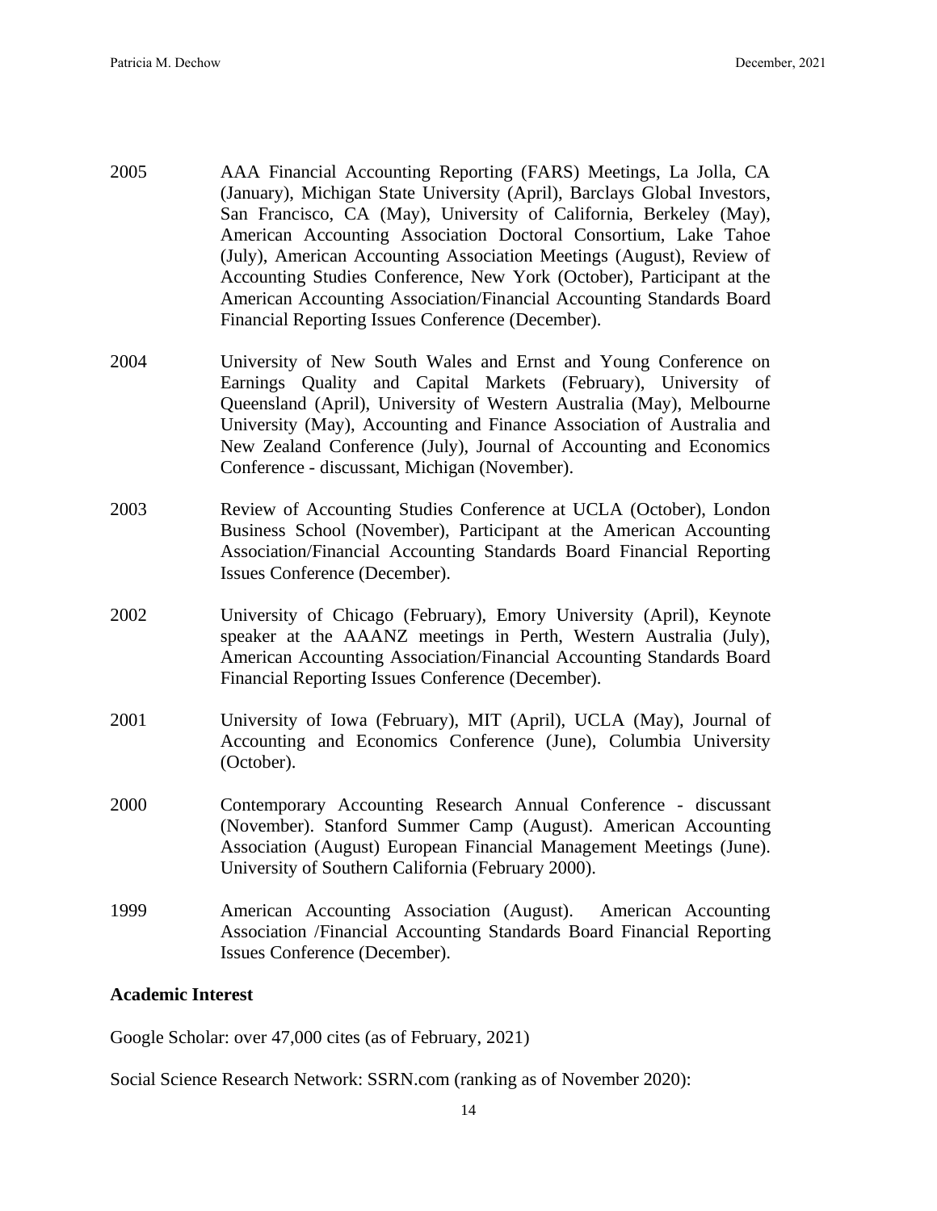2005 AAA Financial Accounting Reporting (FARS) Meetings, La Jolla, CA (January), Michigan State University (April), Barclays Global Investors, San Francisco, CA (May), University of California, Berkeley (May), American Accounting Association Doctoral Consortium, Lake Tahoe (July), American Accounting Association Meetings (August), Review of Accounting Studies Conference, New York (October), Participant at the American Accounting Association/Financial Accounting Standards Board Financial Reporting Issues Conference (December).

2004 University of New South Wales and Ernst and Young Conference on Earnings Quality and Capital Markets (February), University of Queensland (April), University of Western Australia (May), Melbourne University (May), Accounting and Finance Association of Australia and New Zealand Conference (July), Journal of Accounting and Economics Conference - discussant, Michigan (November).

2003 Review of Accounting Studies Conference at UCLA (October), London Business School (November), Participant at the American Accounting Association/Financial Accounting Standards Board Financial Reporting Issues Conference (December).

2002 University of Chicago (February), Emory University (April), Keynote speaker at the AAANZ meetings in Perth, Western Australia (July), American Accounting Association/Financial Accounting Standards Board Financial Reporting Issues Conference (December).

2001 University of Iowa (February), MIT (April), UCLA (May), Journal of Accounting and Economics Conference (June), Columbia University (October).

2000 Contemporary Accounting Research Annual Conference - discussant (November). Stanford Summer Camp (August). American Accounting Association (August) European Financial Management Meetings (June). University of Southern California (February 2000).

1999 American Accounting Association (August). American Accounting Association /Financial Accounting Standards Board Financial Reporting Issues Conference (December).

**Academic Interest**

Google Scholar: over 47,000 cites (as of February, 2021)

Social Science Research Network: SSRN.com (ranking as of November 2020):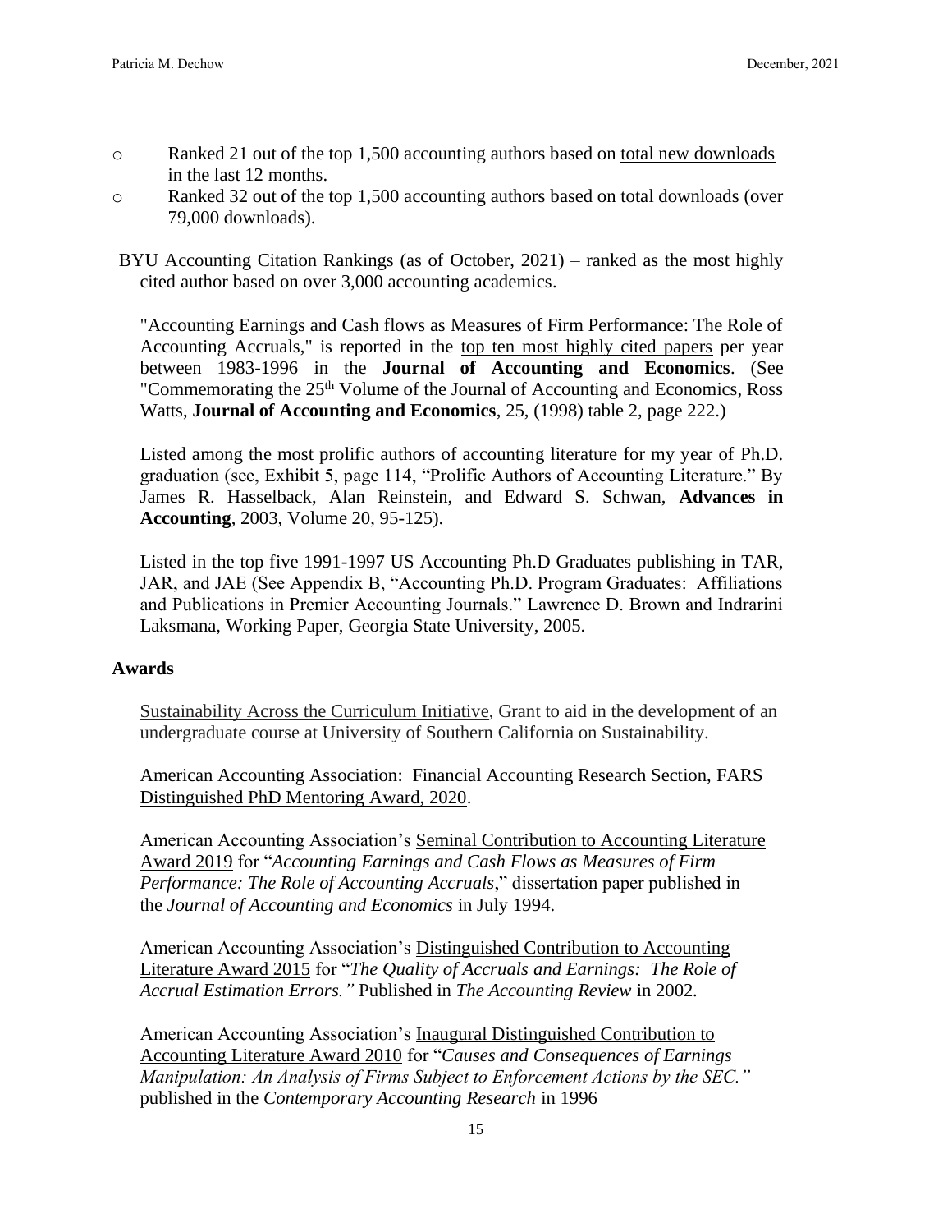- Ranked 21 out of the top 1,500 accounting authors based on total new downloads in the last 12 months.
- Ranked 32 out of the top 1,500 accounting authors based on total downloads (over 79,000 downloads).

BYU Accounting Citation Rankings (as of October, 2021) – ranked as the most highly cited author based on over 3,000 accounting academics.

"Accounting Earnings and Cash flows as Measures of Firm Performance: The Role of Accounting Accruals," is reported in the top ten most highly cited papers per year between 1983-1996 in the **Journal of Accounting and Economics**. (See "Commemorating the 25th Volume of the Journal of Accounting and Economics, Ross Watts, **Journal of Accounting and Economics**, 25, (1998) table 2, page 222.)

Listed among the most prolific authors of accounting literature for my year of Ph.D. graduation (see, Exhibit 5, page 114, "Prolific Authors of Accounting Literature." By James R. Hasselback, Alan Reinstein, and Edward S. Schwan, **Advances in Accounting**, 2003, Volume 20, 95-125).

Listed in the top five 1991-1997 US Accounting Ph.D Graduates publishing in TAR, JAR, and JAE (See Appendix B, "Accounting Ph.D. Program Graduates: Affiliations and Publications in Premier Accounting Journals." Lawrence D. Brown and Indrarini Laksmana, Working Paper, Georgia State University, 2005.

## Awards

Sustainability Across the Curriculum Initiative, Grant to aid in the development of an undergraduate course at University of Southern California on Sustainability.

American Accounting Association: Financial Accounting Research Section, FARS Distinguished PhD Mentoring Award, 2020.

American Accounting Association's Seminal Contribution to Accounting Literature Award 2019 for "*Accounting Earnings and Cash Flows as Measures of Firm Performance: The Role of Accounting Accruals*," dissertation paper published in the *Journal of Accounting and Economics* in July 1994.

American Accounting Association's Distinguished Contribution to Accounting Literature Award 2015 for "*The Quality of Accruals and Earnings: The Role of Accrual Estimation Errors.*" Published in *The Accounting Review* in 2002.

American Accounting Association's Inaugural Distinguished Contribution to Accounting Literature Award 2010 for "*Causes and Consequences of Earnings Manipulation: An Analysis of Firms Subject to Enforcement Actions by the SEC.*" published in the *Contemporary Accounting Research* in 1996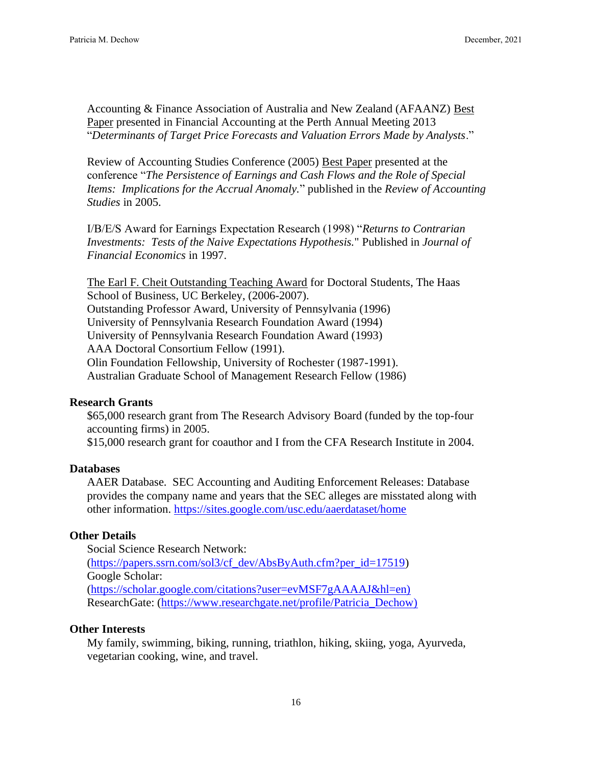Accounting & Finance Association of Australia and New Zealand (AFAANZ) Best Paper presented in Financial Accounting at the Perth Annual Meeting 2013 "*Determinants of Target Price Forecasts and Valuation Errors Made by Analysts*."

Review of Accounting Studies Conference (2005) Best Paper presented at the conference "*The Persistence of Earnings and Cash Flows and the Role of Special Items: Implications for the Accrual Anomaly.*" published in the *Review of Accounting Studies* in 2005.

I/B/E/S Award for Earnings Expectation Research (1998) "*Returns to Contrarian Investments: Tests of the Naive Expectations Hypothesis.*" Published in *Journal of Financial Economics* in 1997.

The Earl F. Cheit Outstanding Teaching Award for Doctoral Students, The Haas School of Business, UC Berkeley, (2006-2007).
Outstanding Professor Award, University of Pennsylvania (1996)
University of Pennsylvania Research Foundation Award (1994)
University of Pennsylvania Research Foundation Award (1993)
AAA Doctoral Consortium Fellow (1991).
Olin Foundation Fellowship, University of Rochester (1987-1991).
Australian Graduate School of Management Research Fellow (1986)

**Research Grants**

$65,000 research grant from The Research Advisory Board (funded by the top-four accounting firms) in 2005.
$15,000 research grant for coauthor and I from the CFA Research Institute in 2004.

**Databases**

AAER Database. SEC Accounting and Auditing Enforcement Releases: Database provides the company name and years that the SEC alleges are misstated along with other information. https://sites.google.com/usc.edu/aaerdataset/home

**Other Details**

Social Science Research Network:
(https://papers.ssrn.com/sol3/cf_dev/AbsByAuth.cfm?per_id=17519)
Google Scholar:
(https://scholar.google.com/citations?user=evMSF7gAAAAJ&hl=en)
ResearchGate: (https://www.researchgate.net/profile/Patricia_Dechow)

**Other Interests**

My family, swimming, biking, running, triathlon, hiking, skiing, yoga, Ayurveda, vegetarian cooking, wine, and travel.